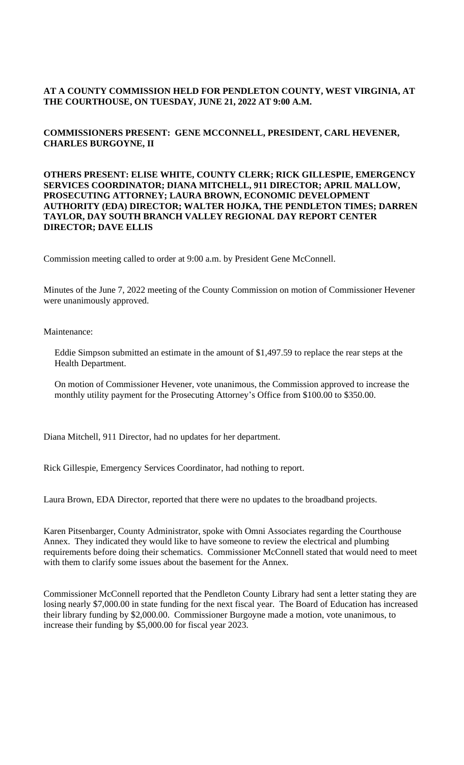**AT A COUNTY COMMISSION HELD FOR PENDLETON COUNTY, WEST VIRGINIA, AT THE COURTHOUSE, ON TUESDAY, JUNE 21, 2022 AT 9:00 A.M.**

**COMMISSIONERS PRESENT: GENE MCCONNELL, PRESIDENT, CARL HEVENER, CHARLES BURGOYNE, II**

**OTHERS PRESENT: ELISE WHITE, COUNTY CLERK; RICK GILLESPIE, EMERGENCY SERVICES COORDINATOR; DIANA MITCHELL, 911 DIRECTOR; APRIL MALLOW, PROSECUTING ATTORNEY; LAURA BROWN, ECONOMIC DEVELOPMENT AUTHORITY (EDA) DIRECTOR; WALTER HOJKA, THE PENDLETON TIMES; DARREN TAYLOR, DAY SOUTH BRANCH VALLEY REGIONAL DAY REPORT CENTER DIRECTOR; DAVE ELLIS**

Commission meeting called to order at 9:00 a.m. by President Gene McConnell.

Minutes of the June 7, 2022 meeting of the County Commission on motion of Commissioner Hevener were unanimously approved.

Maintenance:

Eddie Simpson submitted an estimate in the amount of $1,497.59 to replace the rear steps at the Health Department.

On motion of Commissioner Hevener, vote unanimous, the Commission approved to increase the monthly utility payment for the Prosecuting Attorney's Office from $100.00 to $350.00.

Diana Mitchell, 911 Director, had no updates for her department.

Rick Gillespie, Emergency Services Coordinator, had nothing to report.

Laura Brown, EDA Director, reported that there were no updates to the broadband projects.

Karen Pitsenbarger, County Administrator, spoke with Omni Associates regarding the Courthouse Annex. They indicated they would like to have someone to review the electrical and plumbing requirements before doing their schematics. Commissioner McConnell stated that would need to meet with them to clarify some issues about the basement for the Annex.

Commissioner McConnell reported that the Pendleton County Library had sent a letter stating they are losing nearly $7,000.00 in state funding for the next fiscal year. The Board of Education has increased their library funding by $2,000.00. Commissioner Burgoyne made a motion, vote unanimous, to increase their funding by $5,000.00 for fiscal year 2023.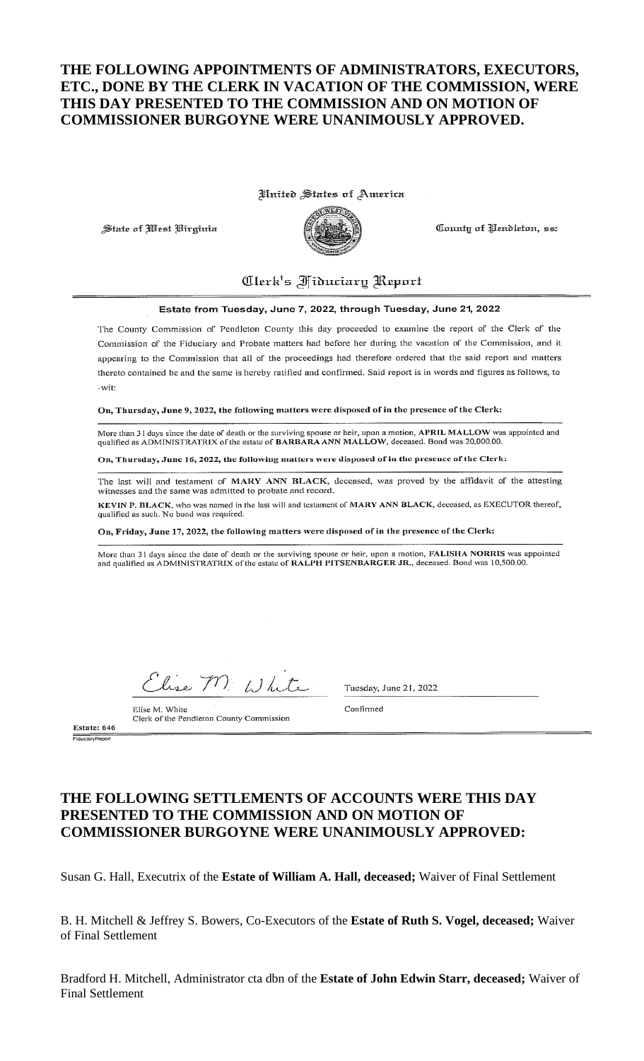**THE FOLLOWING APPOINTMENTS OF ADMINISTRATORS, EXECUTORS, ETC., DONE BY THE CLERK IN VACATION OF THE COMMISSION, WERE THIS DAY PRESENTED TO THE COMMISSION AND ON MOTION OF COMMISSIONER BURGOYNE WERE UNANIMOUSLY APPROVED.**

United States of America

State of West Virginia                County of Pendleton, ss:

## Clerk's Fiduciary Report

**Estate from Tuesday, June 7, 2022, through Tuesday, June 21, 2022**

The County Commission of Pendleton County this day proceeded to examine the report of the Clerk of the Commission of the Fiduciary and Probate matters had before her during the vacation of the Commission, and it appearing to the Commission that all of the proceedings had therefore ordered that the said report and matters thereto contained be and the same is hereby ratified and confirmed. Said report is in words and figures as follows, to -wit:

**On, Thursday, June 9, 2022, the following matters were disposed of in the presence of the Clerk:**

More than 31 days since the date of death or the surviving spouse or heir, upon a motion, **APRIL MALLOW** was appointed and qualified as ADMINISTRATRIX of the estate of **BARBARA ANN MALLOW**, deceased. Bond was 20,000.00.

**On, Thursday, June 16, 2022, the following matters were disposed of in the presence of the Clerk:**

The last will and testament of **MARY ANN BLACK**, deceased, was proved by the affidavit of the attesting witnesses and the same was admitted to probate and record.

**KEVIN P. BLACK**, who was named in the last will and testament of **MARY ANN BLACK**, deceased, as EXECUTOR thereof, qualified as such. No bond was required.

**On, Friday, June 17, 2022, the following matters were disposed of in the presence of the Clerk:**

More than 31 days since the date of death or the surviving spouse or heir, upon a motion, **FALISHA NORRIS** was appointed and qualified as ADMINISTRATRIX of the estate of **RALPH PITSENBARGER JR.**, deceased. Bond was 10,500.00.

Elise M. White
Elise M. White
Clerk of the Pendleton County Commission

Tuesday, June 21, 2022
Confirmed

**Estate: 646**
FiduciaryReport

**THE FOLLOWING SETTLEMENTS OF ACCOUNTS WERE THIS DAY PRESENTED TO THE COMMISSION AND ON MOTION OF COMMISSIONER BURGOYNE WERE UNANIMOUSLY APPROVED:**

Susan G. Hall, Executrix of the **Estate of William A. Hall, deceased;** Waiver of Final Settlement

B. H. Mitchell & Jeffrey S. Bowers, Co-Executors of the **Estate of Ruth S. Vogel, deceased;** Waiver of Final Settlement

Bradford H. Mitchell, Administrator cta dbn of the **Estate of John Edwin Starr, deceased;** Waiver of Final Settlement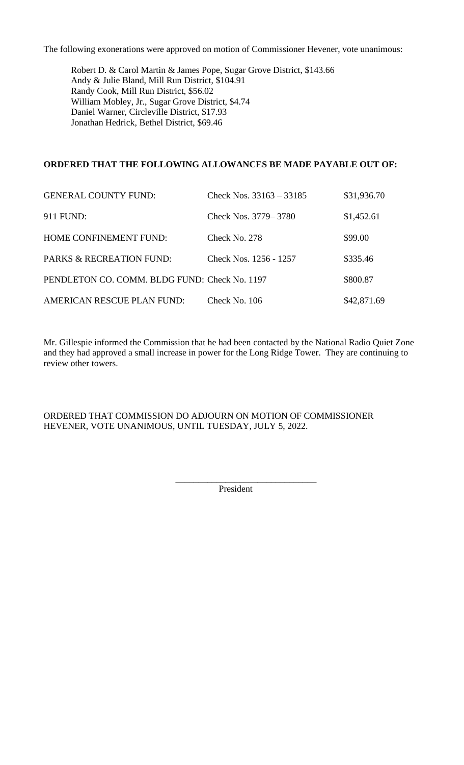The following exonerations were approved on motion of Commissioner Hevener, vote unanimous:

Robert D. & Carol Martin & James Pope, Sugar Grove District, $143.66
Andy & Julie Bland, Mill Run District, $104.91
Randy Cook, Mill Run District, $56.02
William Mobley, Jr., Sugar Grove District, $4.74
Daniel Warner, Circleville District, $17.93
Jonathan Hedrick, Bethel District, $69.46

**ORDERED THAT THE FOLLOWING ALLOWANCES BE MADE PAYABLE OUT OF:**

| | | |
|---|---|---|
| GENERAL COUNTY FUND: | Check Nos. 33163 – 33185 | $31,936.70 |
| 911 FUND: | Check Nos. 3779– 3780 | $1,452.61 |
| HOME CONFINEMENT FUND: | Check No. 278 | $99.00 |
| PARKS & RECREATION FUND: | Check Nos. 1256 - 1257 | $335.46 |
| PENDLETON CO. COMM. BLDG FUND: | Check No. 1197 | $800.87 |
| AMERICAN RESCUE PLAN FUND: | Check No. 106 | $42,871.69 |

Mr. Gillespie informed the Commission that he had been contacted by the National Radio Quiet Zone and they had approved a small increase in power for the Long Ridge Tower. They are continuing to review other towers.

ORDERED THAT COMMISSION DO ADJOURN ON MOTION OF COMMISSIONER HEVENER, VOTE UNANIMOUS, UNTIL TUESDAY, JULY 5, 2022.

_______________________________
President